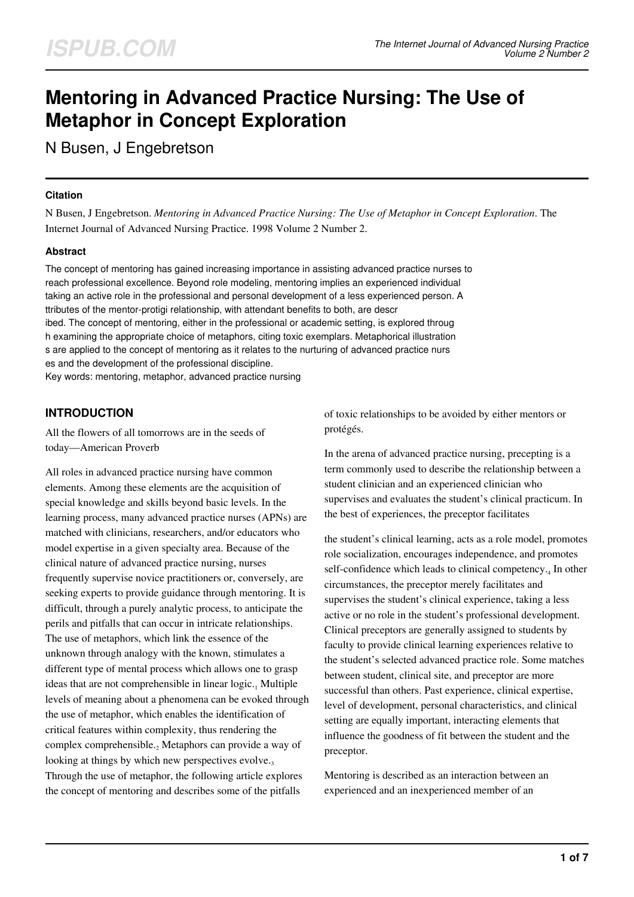# Mentoring in Advanced Practice Nursing: The Use of Metaphor in Concept Exploration

N Busen, J Engebretson

### Citation

N Busen, J Engebretson. *Mentoring in Advanced Practice Nursing: The Use of Metaphor in Concept Exploration*. The Internet Journal of Advanced Nursing Practice. 1998 Volume 2 Number 2.

### Abstract

The concept of mentoring has gained increasing importance in assisting advanced practice nurses to reach professional excellence. Beyond role modeling, mentoring implies an experienced individual taking an active role in the professional and personal development of a less experienced person. A ttributes of the mentor-protigi relationship, with attendant benefits to both, are descr ibed. The concept of mentoring, either in the professional or academic setting, is explored throug h examining the appropriate choice of metaphors, citing toxic exemplars. Metaphorical illustration s are applied to the concept of mentoring as it relates to the nurturing of advanced practice nurs es and the development of the professional discipline.
Key words: mentoring, metaphor, advanced practice nursing

## INTRODUCTION

All the flowers of all tomorrows are in the seeds of today—American Proverb

All roles in advanced practice nursing have common elements. Among these elements are the acquisition of special knowledge and skills beyond basic levels. In the learning process, many advanced practice nurses (APNs) are matched with clinicians, researchers, and/or educators who model expertise in a given specialty area. Because of the clinical nature of advanced practice nursing, nurses frequently supervise novice practitioners or, conversely, are seeking experts to provide guidance through mentoring. It is difficult, through a purely analytic process, to anticipate the perils and pitfalls that can occur in intricate relationships. The use of metaphors, which link the essence of the unknown through analogy with the known, stimulates a different type of mental process which allows one to grasp ideas that are not comprehensible in linear logic.[1] Multiple levels of meaning about a phenomena can be evoked through the use of metaphor, which enables the identification of critical features within complexity, thus rendering the complex comprehensible.[2] Metaphors can provide a way of looking at things by which new perspectives evolve.[3] Through the use of metaphor, the following article explores the concept of mentoring and describes some of the pitfalls of toxic relationships to be avoided by either mentors or protégés.

In the arena of advanced practice nursing, precepting is a term commonly used to describe the relationship between a student clinician and an experienced clinician who supervises and evaluates the student's clinical practicum. In the best of experiences, the preceptor facilitates the student's clinical learning, acts as a role model, promotes role socialization, encourages independence, and promotes self-confidence which leads to clinical competency.[4] In other circumstances, the preceptor merely facilitates and supervises the student's clinical experience, taking a less active or no role in the student's professional development. Clinical preceptors are generally assigned to students by faculty to provide clinical learning experiences relative to the student's selected advanced practice role. Some matches between student, clinical site, and preceptor are more successful than others. Past experience, clinical expertise, level of development, personal characteristics, and clinical setting are equally important, interacting elements that influence the goodness of fit between the student and the preceptor.

Mentoring is described as an interaction between an experienced and an inexperienced member of an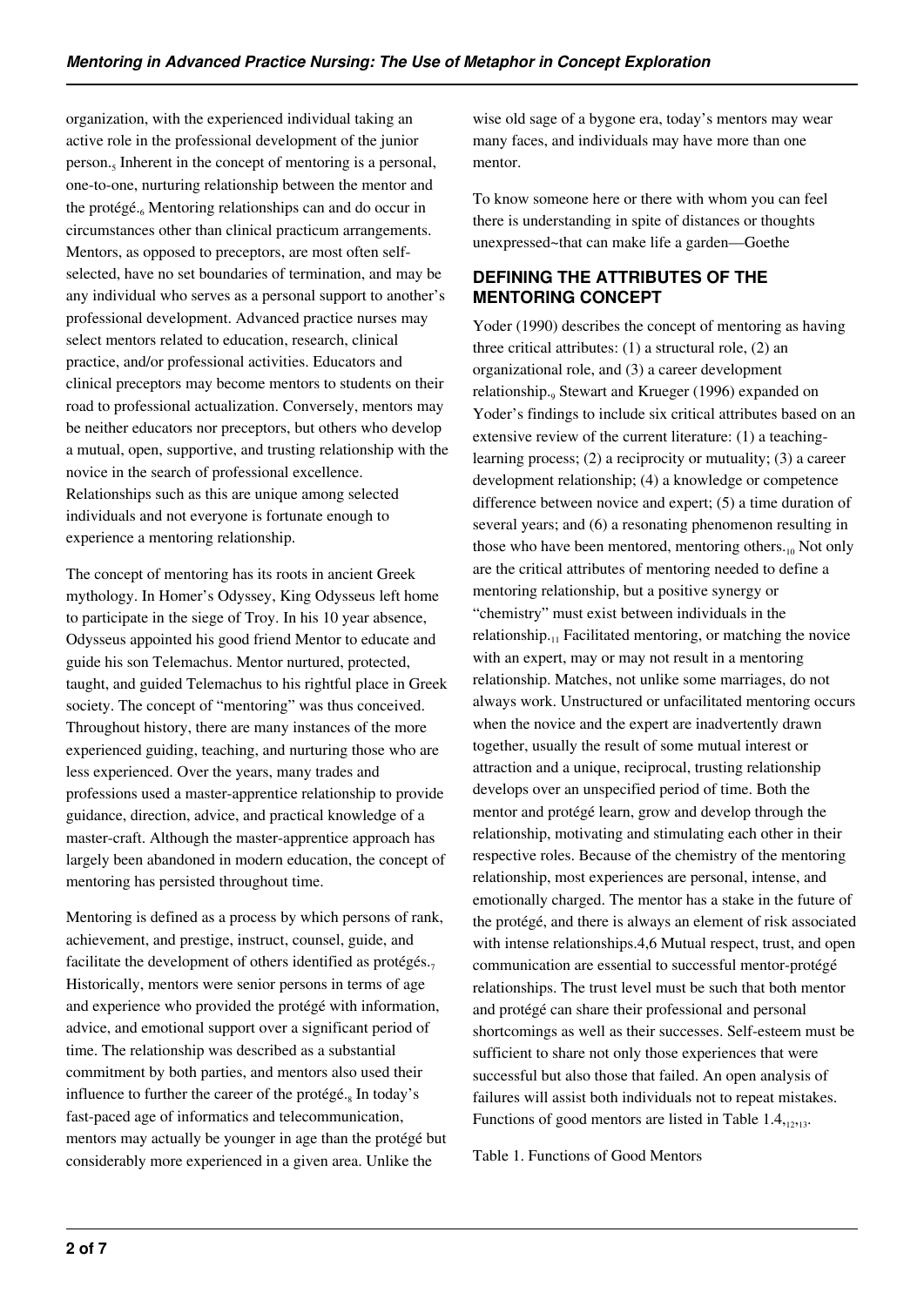organization, with the experienced individual taking an active role in the professional development of the junior person.[5] Inherent in the concept of mentoring is a personal, one-to-one, nurturing relationship between the mentor and the protégé.[6] Mentoring relationships can and do occur in circumstances other than clinical practicum arrangements. Mentors, as opposed to preceptors, are most often self-selected, have no set boundaries of termination, and may be any individual who serves as a personal support to another's professional development. Advanced practice nurses may select mentors related to education, research, clinical practice, and/or professional activities. Educators and clinical preceptors may become mentors to students on their road to professional actualization. Conversely, mentors may be neither educators nor preceptors, but others who develop a mutual, open, supportive, and trusting relationship with the novice in the search of professional excellence. Relationships such as this are unique among selected individuals and not everyone is fortunate enough to experience a mentoring relationship.

The concept of mentoring has its roots in ancient Greek mythology. In Homer's Odyssey, King Odysseus left home to participate in the siege of Troy. In his 10 year absence, Odysseus appointed his good friend Mentor to educate and guide his son Telemachus. Mentor nurtured, protected, taught, and guided Telemachus to his rightful place in Greek society. The concept of "mentoring" was thus conceived. Throughout history, there are many instances of the more experienced guiding, teaching, and nurturing those who are less experienced. Over the years, many trades and professions used a master-apprentice relationship to provide guidance, direction, advice, and practical knowledge of a master-craft. Although the master-apprentice approach has largely been abandoned in modern education, the concept of mentoring has persisted throughout time.

Mentoring is defined as a process by which persons of rank, achievement, and prestige, instruct, counsel, guide, and facilitate the development of others identified as protégés.[7] Historically, mentors were senior persons in terms of age and experience who provided the protégé with information, advice, and emotional support over a significant period of time. The relationship was described as a substantial commitment by both parties, and mentors also used their influence to further the career of the protégé.[8] In today's fast-paced age of informatics and telecommunication, mentors may actually be younger in age than the protégé but considerably more experienced in a given area. Unlike the wise old sage of a bygone era, today's mentors may wear many faces, and individuals may have more than one mentor.

To know someone here or there with whom you can feel there is understanding in spite of distances or thoughts unexpressed~that can make life a garden—Goethe

## DEFINING THE ATTRIBUTES OF THE MENTORING CONCEPT

Yoder (1990) describes the concept of mentoring as having three critical attributes: (1) a structural role, (2) an organizational role, and (3) a career development relationship.[9] Stewart and Krueger (1996) expanded on Yoder's findings to include six critical attributes based on an extensive review of the current literature: (1) a teaching-learning process; (2) a reciprocity or mutuality; (3) a career development relationship; (4) a knowledge or competence difference between novice and expert; (5) a time duration of several years; and (6) a resonating phenomenon resulting in those who have been mentored, mentoring others.[10] Not only are the critical attributes of mentoring needed to define a mentoring relationship, but a positive synergy or "chemistry" must exist between individuals in the relationship.[11] Facilitated mentoring, or matching the novice with an expert, may or may not result in a mentoring relationship. Matches, not unlike some marriages, do not always work. Unstructured or unfacilitated mentoring occurs when the novice and the expert are inadvertently drawn together, usually the result of some mutual interest or attraction and a unique, reciprocal, trusting relationship develops over an unspecified period of time. Both the mentor and protégé learn, grow and develop through the relationship, motivating and stimulating each other in their respective roles. Because of the chemistry of the mentoring relationship, most experiences are personal, intense, and emotionally charged. The mentor has a stake in the future of the protégé, and there is always an element of risk associated with intense relationships.4,6 Mutual respect, trust, and open communication are essential to successful mentor-protégé relationships. The trust level must be such that both mentor and protégé can share their professional and personal shortcomings as well as their successes. Self-esteem must be sufficient to share not only those experiences that were successful but also those that failed. An open analysis of failures will assist both individuals not to repeat mistakes. Functions of good mentors are listed in Table 1.4,[12,13].

Table 1. Functions of Good Mentors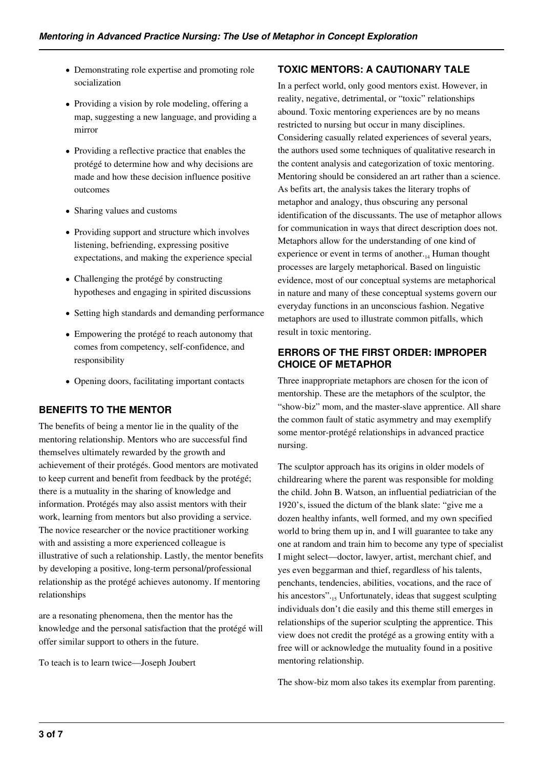- Demonstrating role expertise and promoting role socialization
- Providing a vision by role modeling, offering a map, suggesting a new language, and providing a mirror
- Providing a reflective practice that enables the protégé to determine how and why decisions are made and how these decision influence positive outcomes
- Sharing values and customs
- Providing support and structure which involves listening, befriending, expressing positive expectations, and making the experience special
- Challenging the protégé by constructing hypotheses and engaging in spirited discussions
- Setting high standards and demanding performance
- Empowering the protégé to reach autonomy that comes from competency, self-confidence, and responsibility
- Opening doors, facilitating important contacts

## BENEFITS TO THE MENTOR

The benefits of being a mentor lie in the quality of the mentoring relationship. Mentors who are successful find themselves ultimately rewarded by the growth and achievement of their protégés. Good mentors are motivated to keep current and benefit from feedback by the protégé; there is a mutuality in the sharing of knowledge and information. Protégés may also assist mentors with their work, learning from mentors but also providing a service. The novice researcher or the novice practitioner working with and assisting a more experienced colleague is illustrative of such a relationship. Lastly, the mentor benefits by developing a positive, long-term personal/professional relationship as the protégé achieves autonomy. If mentoring relationships

are a resonating phenomena, then the mentor has the knowledge and the personal satisfaction that the protégé will offer similar support to others in the future.

To teach is to learn twice—Joseph Joubert

## TOXIC MENTORS: A CAUTIONARY TALE

In a perfect world, only good mentors exist. However, in reality, negative, detrimental, or "toxic" relationships abound. Toxic mentoring experiences are by no means restricted to nursing but occur in many disciplines. Considering casually related experiences of several years, the authors used some techniques of qualitative research in the content analysis and categorization of toxic mentoring. Mentoring should be considered an art rather than a science. As befits art, the analysis takes the literary trophs of metaphor and analogy, thus obscuring any personal identification of the discussants. The use of metaphor allows for communication in ways that direct description does not. Metaphors allow for the understanding of one kind of experience or event in terms of another.[14] Human thought processes are largely metaphorical. Based on linguistic evidence, most of our conceptual systems are metaphorical in nature and many of these conceptual systems govern our everyday functions in an unconscious fashion. Negative metaphors are used to illustrate common pitfalls, which result in toxic mentoring.

## ERRORS OF THE FIRST ORDER: IMPROPER CHOICE OF METAPHOR

Three inappropriate metaphors are chosen for the icon of mentorship. These are the metaphors of the sculptor, the "show-biz" mom, and the master-slave apprentice. All share the common fault of static asymmetry and may exemplify some mentor-protégé relationships in advanced practice nursing.

The sculptor approach has its origins in older models of childrearing where the parent was responsible for molding the child. John B. Watson, an influential pediatrician of the 1920's, issued the dictum of the blank slate: "give me a dozen healthy infants, well formed, and my own specified world to bring them up in, and I will guarantee to take any one at random and train him to become any type of specialist I might select—doctor, lawyer, artist, merchant chief, and yes even beggarman and thief, regardless of his talents, penchants, tendencies, abilities, vocations, and the race of his ancestors".[15] Unfortunately, ideas that suggest sculpting individuals don't die easily and this theme still emerges in relationships of the superior sculpting the apprentice. This view does not credit the protégé as a growing entity with a free will or acknowledge the mutuality found in a positive mentoring relationship.

The show-biz mom also takes its exemplar from parenting.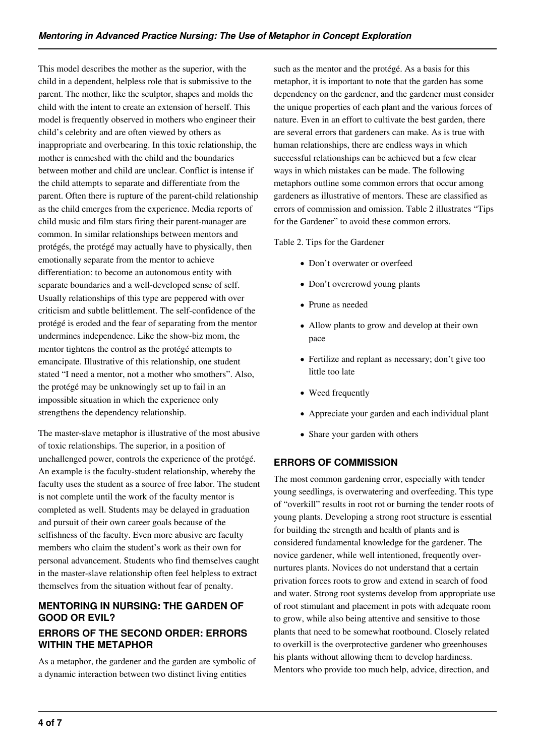This model describes the mother as the superior, with the child in a dependent, helpless role that is submissive to the parent. The mother, like the sculptor, shapes and molds the child with the intent to create an extension of herself. This model is frequently observed in mothers who engineer their child's celebrity and are often viewed by others as inappropriate and overbearing. In this toxic relationship, the mother is enmeshed with the child and the boundaries between mother and child are unclear. Conflict is intense if the child attempts to separate and differentiate from the parent. Often there is rupture of the parent-child relationship as the child emerges from the experience. Media reports of child music and film stars firing their parent-manager are common. In similar relationships between mentors and protégés, the protégé may actually have to physically, then emotionally separate from the mentor to achieve differentiation: to become an autonomous entity with separate boundaries and a well-developed sense of self. Usually relationships of this type are peppered with over criticism and subtle belittlement. The self-confidence of the protégé is eroded and the fear of separating from the mentor undermines independence. Like the show-biz mom, the mentor tightens the control as the protégé attempts to emancipate. Illustrative of this relationship, one student stated "I need a mentor, not a mother who smothers". Also, the protégé may be unknowingly set up to fail in an impossible situation in which the experience only strengthens the dependency relationship.

The master-slave metaphor is illustrative of the most abusive of toxic relationships. The superior, in a position of unchallenged power, controls the experience of the protégé. An example is the faculty-student relationship, whereby the faculty uses the student as a source of free labor. The student is not complete until the work of the faculty mentor is completed as well. Students may be delayed in graduation and pursuit of their own career goals because of the selfishness of the faculty. Even more abusive are faculty members who claim the student's work as their own for personal advancement. Students who find themselves caught in the master-slave relationship often feel helpless to extract themselves from the situation without fear of penalty.

## MENTORING IN NURSING: THE GARDEN OF GOOD OR EVIL?

### ERRORS OF THE SECOND ORDER: ERRORS WITHIN THE METAPHOR

As a metaphor, the gardener and the garden are symbolic of a dynamic interaction between two distinct living entities such as the mentor and the protégé. As a basis for this metaphor, it is important to note that the garden has some dependency on the gardener, and the gardener must consider the unique properties of each plant and the various forces of nature. Even in an effort to cultivate the best garden, there are several errors that gardeners can make. As is true with human relationships, there are endless ways in which successful relationships can be achieved but a few clear ways in which mistakes can be made. The following metaphors outline some common errors that occur among gardeners as illustrative of mentors. These are classified as errors of commission and omission. Table 2 illustrates "Tips for the Gardener" to avoid these common errors.

Table 2. Tips for the Gardener

- Don't overwater or overfeed
- Don't overcrowd young plants
- Prune as needed
- Allow plants to grow and develop at their own pace
- Fertilize and replant as necessary; don't give too little too late
- Weed frequently
- Appreciate your garden and each individual plant
- Share your garden with others

### ERRORS OF COMMISSION

The most common gardening error, especially with tender young seedlings, is overwatering and overfeeding. This type of "overkill" results in root rot or burning the tender roots of young plants. Developing a strong root structure is essential for building the strength and health of plants and is considered fundamental knowledge for the gardener. The novice gardener, while well intentioned, frequently over-nurtures plants. Novices do not understand that a certain privation forces roots to grow and extend in search of food and water. Strong root systems develop from appropriate use of root stimulant and placement in pots with adequate room to grow, while also being attentive and sensitive to those plants that need to be somewhat rootbound. Closely related to overkill is the overprotective gardener who greenhouses his plants without allowing them to develop hardiness. Mentors who provide too much help, advice, direction, and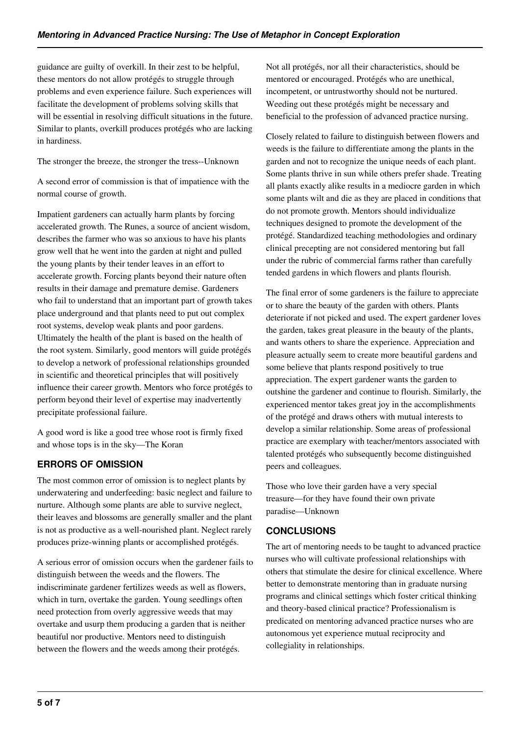guidance are guilty of overkill. In their zest to be helpful, these mentors do not allow protégés to struggle through problems and even experience failure. Such experiences will facilitate the development of problems solving skills that will be essential in resolving difficult situations in the future. Similar to plants, overkill produces protégés who are lacking in hardiness.

The stronger the breeze, the stronger the tress--Unknown

A second error of commission is that of impatience with the normal course of growth.

Impatient gardeners can actually harm plants by forcing accelerated growth. The Runes, a source of ancient wisdom, describes the farmer who was so anxious to have his plants grow well that he went into the garden at night and pulled the young plants by their tender leaves in an effort to accelerate growth. Forcing plants beyond their nature often results in their damage and premature demise. Gardeners who fail to understand that an important part of growth takes place underground and that plants need to put out complex root systems, develop weak plants and poor gardens. Ultimately the health of the plant is based on the health of the root system. Similarly, good mentors will guide protégés to develop a network of professional relationships grounded in scientific and theoretical principles that will positively influence their career growth. Mentors who force protégés to perform beyond their level of expertise may inadvertently precipitate professional failure.

A good word is like a good tree whose root is firmly fixed and whose tops is in the sky—The Koran

## ERRORS OF OMISSION

The most common error of omission is to neglect plants by underwatering and underfeeding: basic neglect and failure to nurture. Although some plants are able to survive neglect, their leaves and blossoms are generally smaller and the plant is not as productive as a well-nourished plant. Neglect rarely produces prize-winning plants or accomplished protégés.

A serious error of omission occurs when the gardener fails to distinguish between the weeds and the flowers. The indiscriminate gardener fertilizes weeds as well as flowers, which in turn, overtake the garden. Young seedlings often need protection from overly aggressive weeds that may overtake and usurp them producing a garden that is neither beautiful nor productive. Mentors need to distinguish between the flowers and the weeds among their protégés. Not all protégés, nor all their characteristics, should be mentored or encouraged. Protégés who are unethical, incompetent, or untrustworthy should not be nurtured. Weeding out these protégés might be necessary and beneficial to the profession of advanced practice nursing.

Closely related to failure to distinguish between flowers and weeds is the failure to differentiate among the plants in the garden and not to recognize the unique needs of each plant. Some plants thrive in sun while others prefer shade. Treating all plants exactly alike results in a mediocre garden in which some plants wilt and die as they are placed in conditions that do not promote growth. Mentors should individualize techniques designed to promote the development of the protégé. Standardized teaching methodologies and ordinary clinical precepting are not considered mentoring but fall under the rubric of commercial farms rather than carefully tended gardens in which flowers and plants flourish.

The final error of some gardeners is the failure to appreciate or to share the beauty of the garden with others. Plants deteriorate if not picked and used. The expert gardener loves the garden, takes great pleasure in the beauty of the plants, and wants others to share the experience. Appreciation and pleasure actually seem to create more beautiful gardens and some believe that plants respond positively to true appreciation. The expert gardener wants the garden to outshine the gardener and continue to flourish. Similarly, the experienced mentor takes great joy in the accomplishments of the protégé and draws others with mutual interests to develop a similar relationship. Some areas of professional practice are exemplary with teacher/mentors associated with talented protégés who subsequently become distinguished peers and colleagues.

Those who love their garden have a very special treasure—for they have found their own private paradise—Unknown

## CONCLUSIONS

The art of mentoring needs to be taught to advanced practice nurses who will cultivate professional relationships with others that stimulate the desire for clinical excellence. Where better to demonstrate mentoring than in graduate nursing programs and clinical settings which foster critical thinking and theory-based clinical practice? Professionalism is predicated on mentoring advanced practice nurses who are autonomous yet experience mutual reciprocity and collegiality in relationships.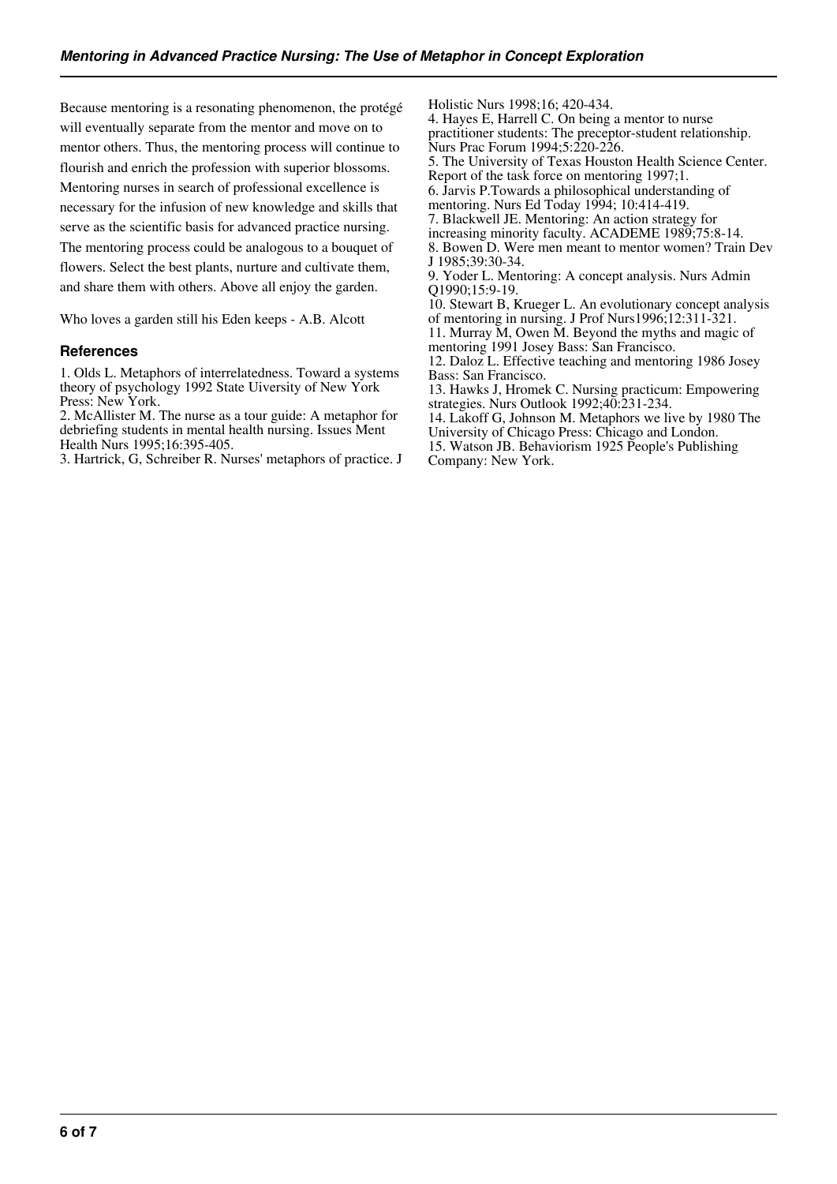Because mentoring is a resonating phenomenon, the protégé will eventually separate from the mentor and move on to mentor others. Thus, the mentoring process will continue to flourish and enrich the profession with superior blossoms. Mentoring nurses in search of professional excellence is necessary for the infusion of new knowledge and skills that serve as the scientific basis for advanced practice nursing. The mentoring process could be analogous to a bouquet of flowers. Select the best plants, nurture and cultivate them, and share them with others. Above all enjoy the garden.

Who loves a garden still his Eden keeps - A.B. Alcott

### References

1. Olds L. Metaphors of interrelatedness. Toward a systems theory of psychology 1992 State Uiversity of New York Press: New York.
2. McAllister M. The nurse as a tour guide: A metaphor for debriefing students in mental health nursing. Issues Ment Health Nurs 1995;16:395-405.
3. Hartrick, G, Schreiber R. Nurses' metaphors of practice. J Holistic Nurs 1998;16; 420-434.
4. Hayes E, Harrell C. On being a mentor to nurse practitioner students: The preceptor-student relationship. Nurs Prac Forum 1994;5:220-226.
5. The University of Texas Houston Health Science Center. Report of the task force on mentoring 1997;1.
6. Jarvis P.Towards a philosophical understanding of mentoring. Nurs Ed Today 1994; 10:414-419.
7. Blackwell JE. Mentoring: An action strategy for increasing minority faculty. ACADEME 1989;75:8-14.
8. Bowen D. Were men meant to mentor women? Train Dev J 1985;39:30-34.
9. Yoder L. Mentoring: A concept analysis. Nurs Admin Q1990;15:9-19.
10. Stewart B, Krueger L. An evolutionary concept analysis of mentoring in nursing. J Prof Nurs1996;12:311-321.
11. Murray M, Owen M. Beyond the myths and magic of mentoring 1991 Josey Bass: San Francisco.
12. Daloz L. Effective teaching and mentoring 1986 Josey Bass: San Francisco.
13. Hawks J, Hromek C. Nursing practicum: Empowering strategies. Nurs Outlook 1992;40:231-234.
14. Lakoff G, Johnson M. Metaphors we live by 1980 The University of Chicago Press: Chicago and London.
15. Watson JB. Behaviorism 1925 People's Publishing Company: New York.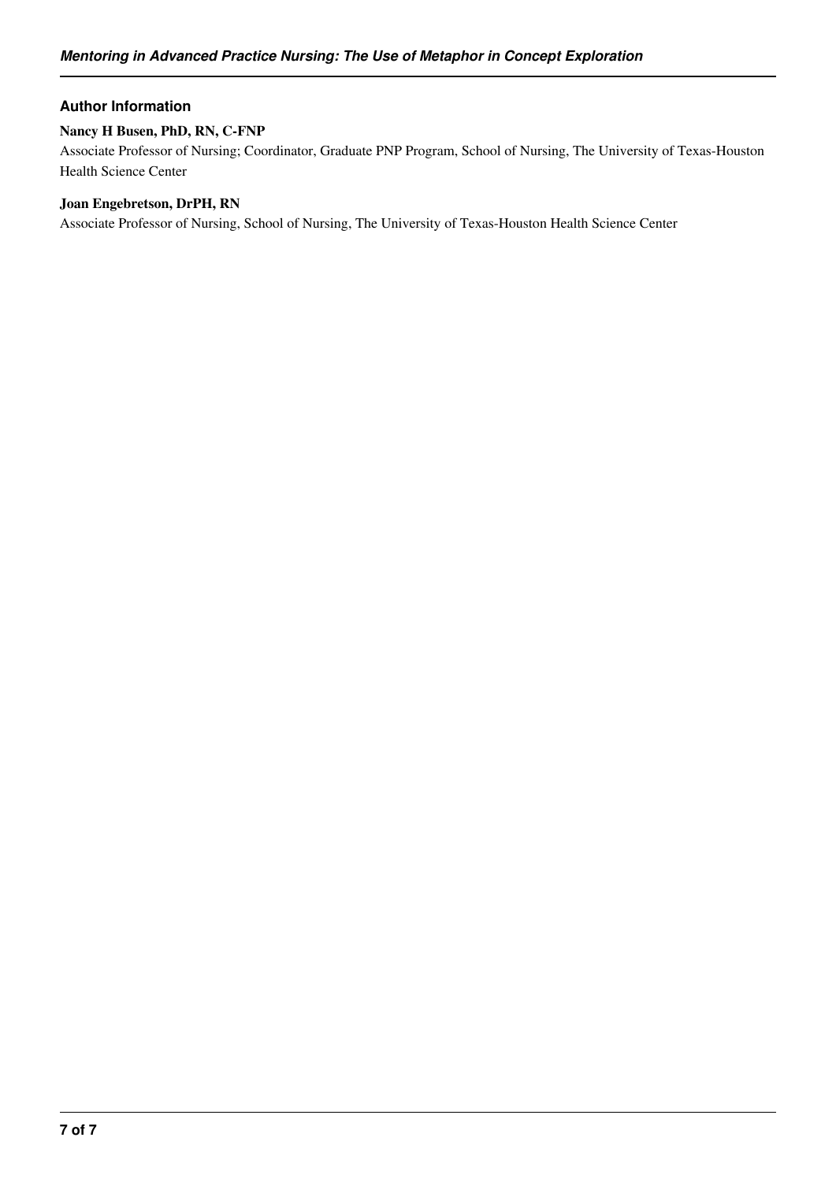## Author Information

**Nancy H Busen, PhD, RN, C-FNP**

Associate Professor of Nursing; Coordinator, Graduate PNP Program, School of Nursing, The University of Texas-Houston Health Science Center

**Joan Engebretson, DrPH, RN**

Associate Professor of Nursing, School of Nursing, The University of Texas-Houston Health Science Center